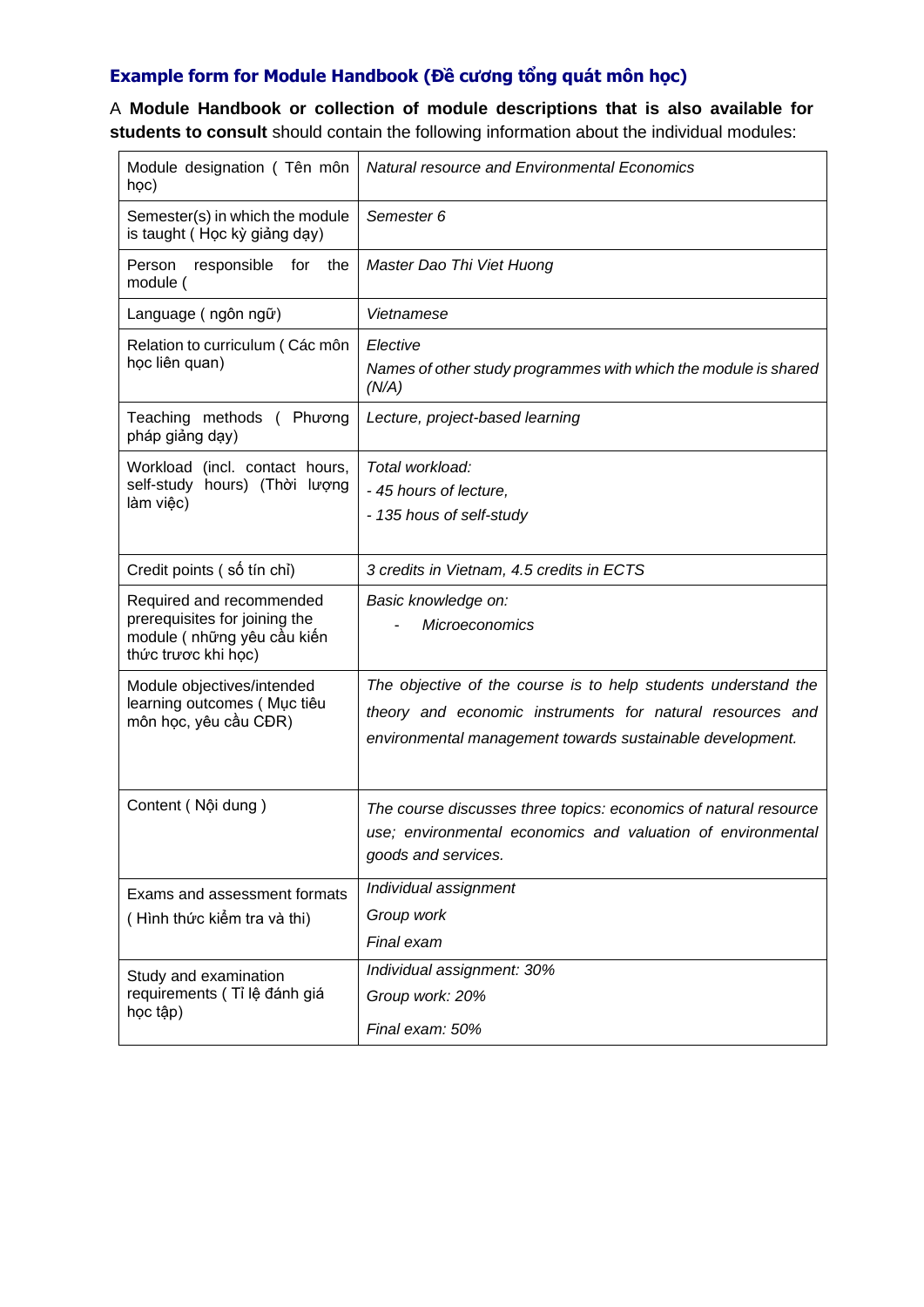### Example form for Module Handbook (Đề cương tổng quát môn học)

A **Module Handbook or collection of module descriptions that is also available for students to consult** should contain the following information about the individual modules:

| | |
|---|---|
| Module designation ( Tên môn học) | *Natural resource and Environmental Economics* |
| Semester(s) in which the module is taught ( Học kỳ giảng dạy) | *Semester 6* |
| Person responsible for the module ( | *Master Dao Thi Viet Huong* |
| Language ( ngôn ngữ) | *Vietnamese* |
| Relation to curriculum ( Các môn học liên quan) | *Elective*<br>*Names of other study programmes with which the module is shared (N/A)* |
| Teaching methods ( Phương pháp giảng dạy) | *Lecture, project-based learning* |
| Workload (incl. contact hours, self-study hours) (Thời lượng làm việc) | *Total workload:*<br>*- 45 hours of lecture,*<br>*- 135 hous of self-study* |
| Credit points ( số tín chỉ) | *3 credits in Vietnam, 4.5 credits in ECTS* |
| Required and recommended prerequisites for joining the module ( những yêu cầu kiến thức trươc khi học) | *Basic knowledge on:*<br>- *Microeconomics* |
| Module objectives/intended learning outcomes ( Mục tiêu môn học, yêu cầu CĐR) | *The objective of the course is to help students understand the theory and economic instruments for natural resources and environmental management towards sustainable development.* |
| Content ( Nội dung ) | *The course discusses three topics: economics of natural resource use; environmental economics and valuation of environmental goods and services.* |
| Exams and assessment formats ( Hình thức kiểm tra và thi) | *Individual assignment*<br>*Group work*<br>*Final exam* |
| Study and examination requirements ( Tỉ lệ đánh giá học tập) | *Individual assignment: 30%*<br>*Group work: 20%*<br>*Final exam: 50%* |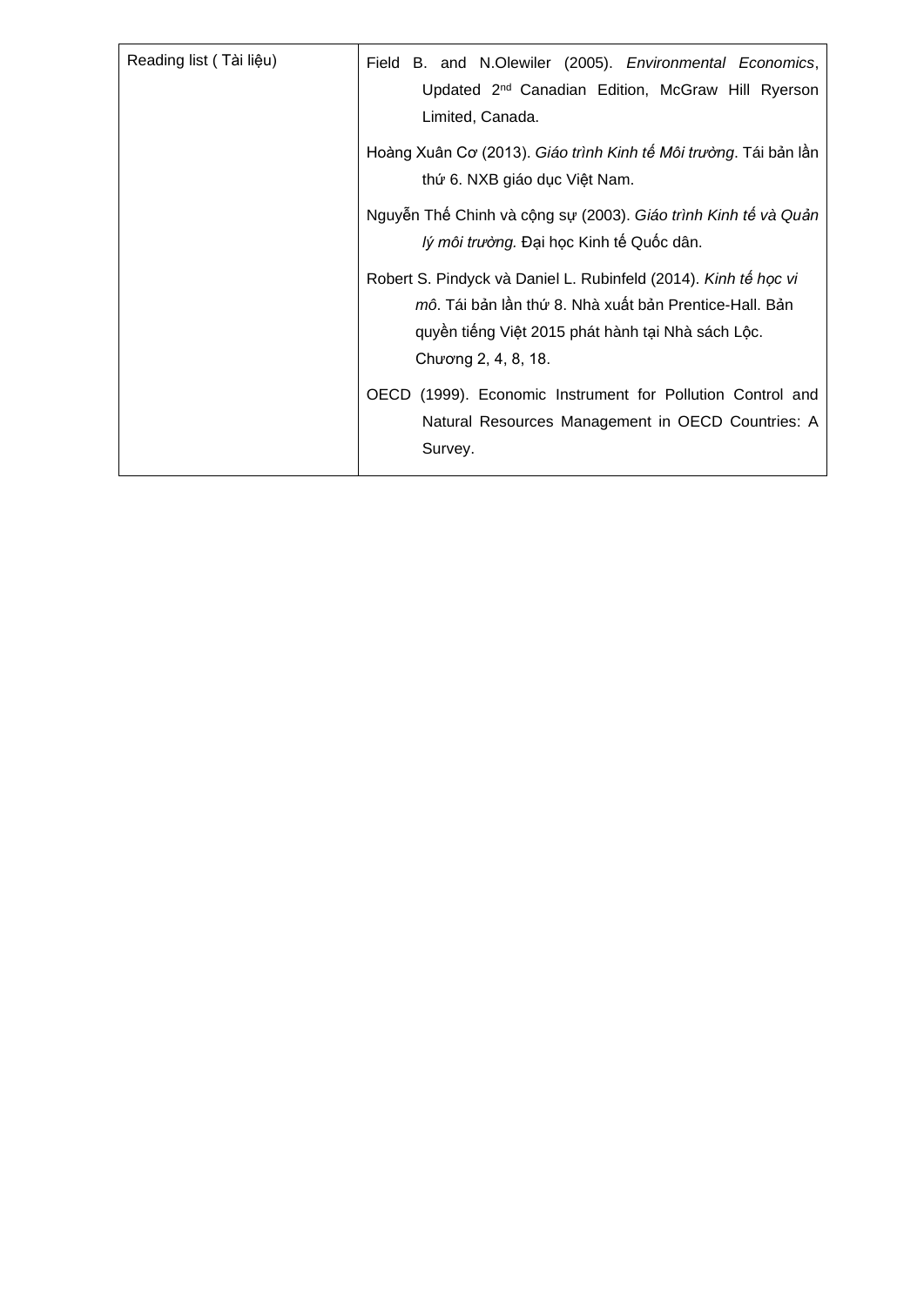| | |
|---|---|
| Reading list ( Tài liệu) | Field B. and N.Olewiler (2005). *Environmental Economics*, Updated 2nd Canadian Edition, McGraw Hill Ryerson Limited, Canada.<br><br>Hoàng Xuân Cơ (2013). *Giáo trình Kinh tế Môi trường*. Tái bản lần thứ 6. NXB giáo dục Việt Nam.<br><br>Nguyễn Thế Chinh và cộng sự (2003). *Giáo trình Kinh tế và Quản lý môi trường.* Đại học Kinh tế Quốc dân.<br><br>Robert S. Pindyck và Daniel L. Rubinfeld (2014). *Kinh tế học vi mô*. Tái bản lần thứ 8. Nhà xuất bản Prentice-Hall. Bản quyền tiếng Việt 2015 phát hành tại Nhà sách Lộc. Chương 2, 4, 8, 18.<br><br>OECD (1999). Economic Instrument for Pollution Control and Natural Resources Management in OECD Countries: A Survey. |